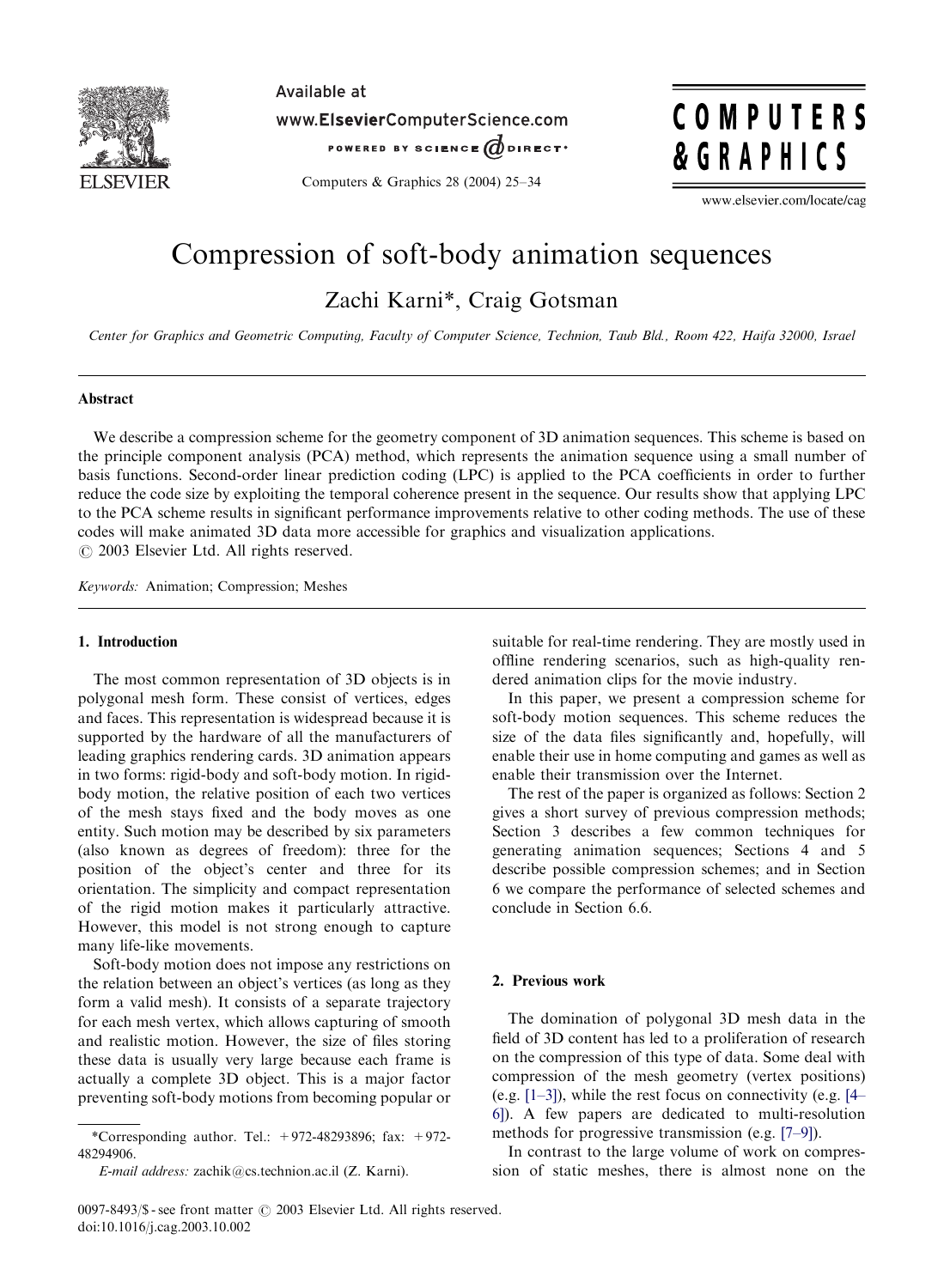# Compression of soft-body animation sequences

Zachi Karni*, Craig Gotsman

*Center for Graphics and Geometric Computing, Faculty of Computer Science, Technion, Taub Bld., Room 422, Haifa 32000, Israel*

---

## Abstract

We describe a compression scheme for the geometry component of 3D animation sequences. This scheme is based on the principle component analysis (PCA) method, which represents the animation sequence using a small number of basis functions. Second-order linear prediction coding (LPC) is applied to the PCA coefficients in order to further reduce the code size by exploiting the temporal coherence present in the sequence. Our results show that applying LPC to the PCA scheme results in significant performance improvements relative to other coding methods. The use of these codes will make animated 3D data more accessible for graphics and visualization applications.
© 2003 Elsevier Ltd. All rights reserved.

*Keywords:* Animation; Compression; Meshes

---

## 1. Introduction

The most common representation of 3D objects is in polygonal mesh form. These consist of vertices, edges and faces. This representation is widespread because it is supported by the hardware of all the manufacturers of leading graphics rendering cards. 3D animation appears in two forms: rigid-body and soft-body motion. In rigid-body motion, the relative position of each two vertices of the mesh stays fixed and the body moves as one entity. Such motion may be described by six parameters (also known as degrees of freedom): three for the position of the object's center and three for its orientation. The simplicity and compact representation of the rigid motion makes it particularly attractive. However, this model is not strong enough to capture many life-like movements.

Soft-body motion does not impose any restrictions on the relation between an object's vertices (as long as they form a valid mesh). It consists of a separate trajectory for each mesh vertex, which allows capturing of smooth and realistic motion. However, the size of files storing these data is usually very large because each frame is actually a complete 3D object. This is a major factor preventing soft-body motions from becoming popular or suitable for real-time rendering. They are mostly used in offline rendering scenarios, such as high-quality rendered animation clips for the movie industry.

In this paper, we present a compression scheme for soft-body motion sequences. This scheme reduces the size of the data files significantly and, hopefully, will enable their use in home computing and games as well as enable their transmission over the Internet.

The rest of the paper is organized as follows: Section 2 gives a short survey of previous compression methods; Section 3 describes a few common techniques for generating animation sequences; Sections 4 and 5 describe possible compression schemes; and in Section 6 we compare the performance of selected schemes and conclude in Section 6.6.

## 2. Previous work

The domination of polygonal 3D mesh data in the field of 3D content has led to a proliferation of research on the compression of this type of data. Some deal with compression of the mesh geometry (vertex positions) (e.g. [1–3]), while the rest focus on connectivity (e.g. [4–6]). A few papers are dedicated to multi-resolution methods for progressive transmission (e.g. [7–9]).

In contrast to the large volume of work on compression of static meshes, there is almost none on the

---

*Corresponding author. Tel.: +972-48293896; fax: +972-48294906.

*E-mail address:* zachik@cs.technion.ac.il (Z. Karni).

0097-8493/$ - see front matter © 2003 Elsevier Ltd. All rights reserved.
doi:10.1016/j.cag.2003.10.002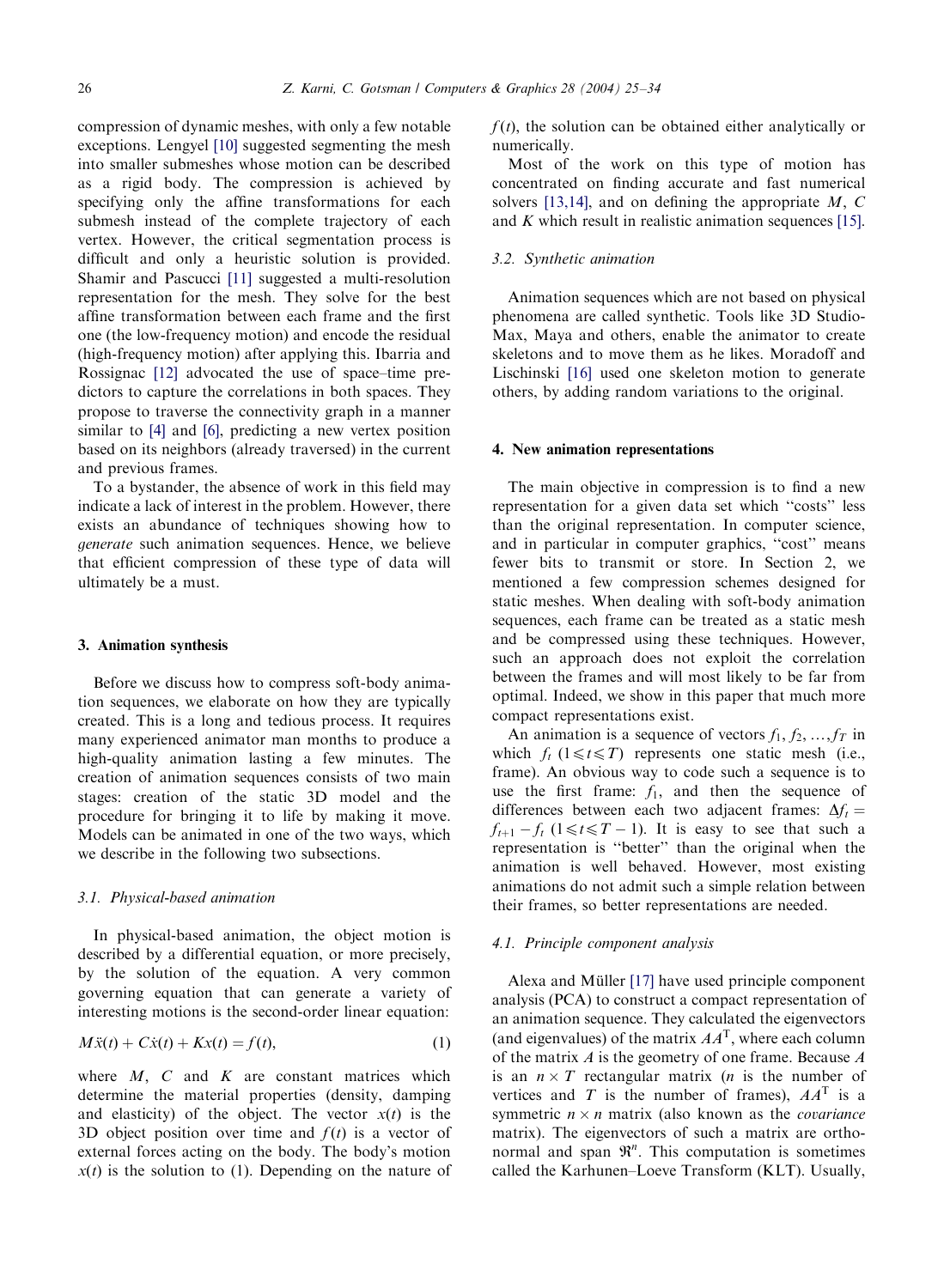compression of dynamic meshes, with only a few notable exceptions. Lengyel [10] suggested segmenting the mesh into smaller submeshes whose motion can be described as a rigid body. The compression is achieved by specifying only the affine transformations for each submesh instead of the complete trajectory of each vertex. However, the critical segmentation process is difficult and only a heuristic solution is provided. Shamir and Pascucci [11] suggested a multi-resolution representation for the mesh. They solve for the best affine transformation between each frame and the first one (the low-frequency motion) and encode the residual (high-frequency motion) after applying this. Ibarria and Rossignac [12] advocated the use of space–time predictors to capture the correlations in both spaces. They propose to traverse the connectivity graph in a manner similar to [4] and [6], predicting a new vertex position based on its neighbors (already traversed) in the current and previous frames.

To a bystander, the absence of work in this field may indicate a lack of interest in the problem. However, there exists an abundance of techniques showing how to *generate* such animation sequences. Hence, we believe that efficient compression of these type of data will ultimately be a must.

## 3. Animation synthesis

Before we discuss how to compress soft-body animation sequences, we elaborate on how they are typically created. This is a long and tedious process. It requires many experienced animator man months to produce a high-quality animation lasting a few minutes. The creation of animation sequences consists of two main stages: creation of the static 3D model and the procedure for bringing it to life by making it move. Models can be animated in one of the two ways, which we describe in the following two subsections.

### 3.1. Physical-based animation

In physical-based animation, the object motion is described by a differential equation, or more precisely, by the solution of the equation. A very common governing equation that can generate a variety of interesting motions is the second-order linear equation:

$$M\ddot{x}(t) + C\dot{x}(t) + Kx(t) = f(t), \tag{1}$$

where $M$, $C$ and $K$ are constant matrices which determine the material properties (density, damping and elasticity) of the object. The vector $x(t)$ is the 3D object position over time and $f(t)$ is a vector of external forces acting on the body. The body's motion $x(t)$ is the solution to (1). Depending on the nature of $f(t)$, the solution can be obtained either analytically or numerically.

Most of the work on this type of motion has concentrated on finding accurate and fast numerical solvers [13,14], and on defining the appropriate $M$, $C$ and $K$ which result in realistic animation sequences [15].

### 3.2. Synthetic animation

Animation sequences which are not based on physical phenomena are called synthetic. Tools like 3D Studio-Max, Maya and others, enable the animator to create skeletons and to move them as he likes. Moradoff and Lischinski [16] used one skeleton motion to generate others, by adding random variations to the original.

## 4. New animation representations

The main objective in compression is to find a new representation for a given data set which "costs" less than the original representation. In computer science, and in particular in computer graphics, "cost" means fewer bits to transmit or store. In Section 2, we mentioned a few compression schemes designed for static meshes. When dealing with soft-body animation sequences, each frame can be treated as a static mesh and be compressed using these techniques. However, such an approach does not exploit the correlation between the frames and will most likely to be far from optimal. Indeed, we show in this paper that much more compact representations exist.

An animation is a sequence of vectors $f_1, f_2, \ldots, f_T$ in which $f_t$ $(1 \leqslant t \leqslant T)$ represents one static mesh (i.e., frame). An obvious way to code such a sequence is to use the first frame: $f_1$, and then the sequence of differences between each two adjacent frames: $\Delta f_t = f_{t+1} - f_t$ $(1 \leqslant t \leqslant T-1)$. It is easy to see that such a representation is "better" than the original when the animation is well behaved. However, most existing animations do not admit such a simple relation between their frames, so better representations are needed.

### 4.1. Principle component analysis

Alexa and Müller [17] have used principle component analysis (PCA) to construct a compact representation of an animation sequence. They calculated the eigenvectors (and eigenvalues) of the matrix $AA^{\mathrm{T}}$, where each column of the matrix $A$ is the geometry of one frame. Because $A$ is an $n \times T$ rectangular matrix ($n$ is the number of vertices and $T$ is the number of frames), $AA^{\mathrm{T}}$ is a symmetric $n \times n$ matrix (also known as the *covariance* matrix). The eigenvectors of such a matrix are orthonormal and span $\Re^n$. This computation is sometimes called the Karhunen–Loeve Transform (KLT). Usually,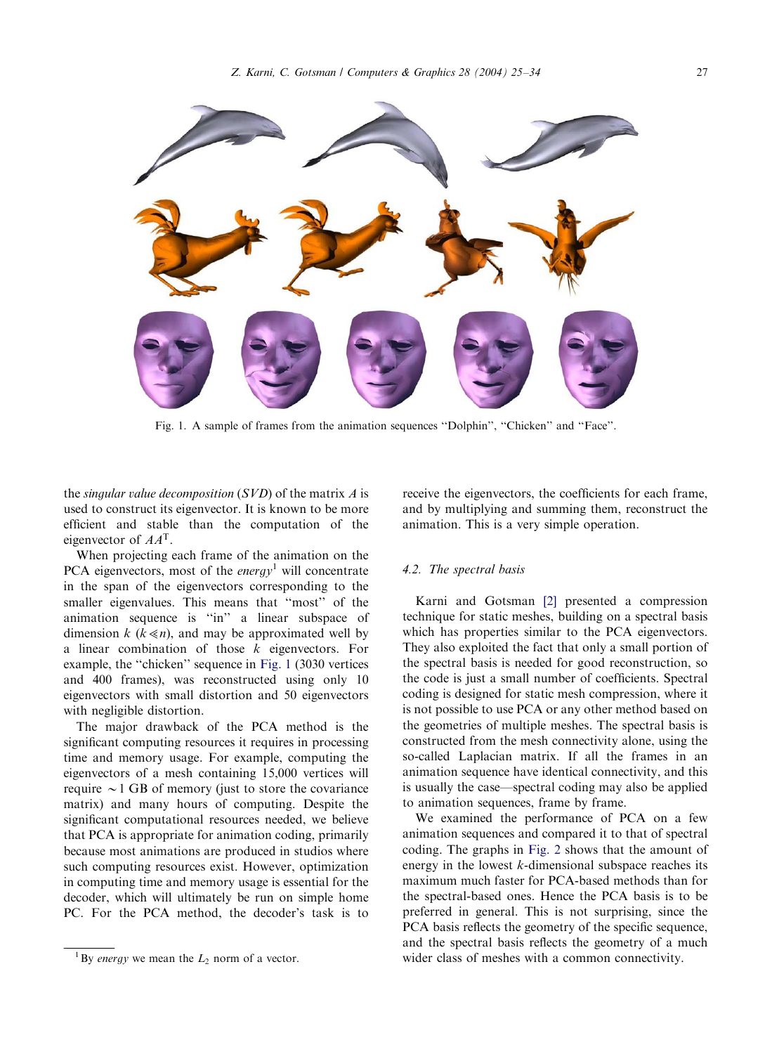Fig. 1. A sample of frames from the animation sequences "Dolphin", "Chicken" and "Face".

the *singular value decomposition* ($SVD$) of the matrix $A$ is used to construct its eigenvector. It is known to be more efficient and stable than the computation of the eigenvector of $AA^T$.

When projecting each frame of the animation on the PCA eigenvectors, most of the *energy*[1] will concentrate in the span of the eigenvectors corresponding to the smaller eigenvalues. This means that "most" of the animation sequence is "in" a linear subspace of dimension $k$ ($k \ll n$), and may be approximated well by a linear combination of those $k$ eigenvectors. For example, the "chicken" sequence in Fig. 1 (3030 vertices and 400 frames), was reconstructed using only 10 eigenvectors with small distortion and 50 eigenvectors with negligible distortion.

The major drawback of the PCA method is the significant computing resources it requires in processing time and memory usage. For example, computing the eigenvectors of a mesh containing 15,000 vertices will require $\sim 1$ GB of memory (just to store the covariance matrix) and many hours of computing. Despite the significant computational resources needed, we believe that PCA is appropriate for animation coding, primarily because most animations are produced in studios where such computing resources exist. However, optimization in computing time and memory usage is essential for the decoder, which will ultimately be run on simple home PC. For the PCA method, the decoder's task is to receive the eigenvectors, the coefficients for each frame, and by multiplying and summing them, reconstruct the animation. This is a very simple operation.

[1] By *energy* we mean the $L_2$ norm of a vector.

### 4.2. The spectral basis

Karni and Gotsman [2] presented a compression technique for static meshes, building on a spectral basis which has properties similar to the PCA eigenvectors. They also exploited the fact that only a small portion of the spectral basis is needed for good reconstruction, so the code is just a small number of coefficients. Spectral coding is designed for static mesh compression, where it is not possible to use PCA or any other method based on the geometries of multiple meshes. The spectral basis is constructed from the mesh connectivity alone, using the so-called Laplacian matrix. If all the frames in an animation sequence have identical connectivity, and this is usually the case—spectral coding may also be applied to animation sequences, frame by frame.

We examined the performance of PCA on a few animation sequences and compared it to that of spectral coding. The graphs in Fig. 2 shows that the amount of energy in the lowest $k$-dimensional subspace reaches its maximum much faster for PCA-based methods than for the spectral-based ones. Hence the PCA basis is to be preferred in general. This is not surprising, since the PCA basis reflects the geometry of the specific sequence, and the spectral basis reflects the geometry of a much wider class of meshes with a common connectivity.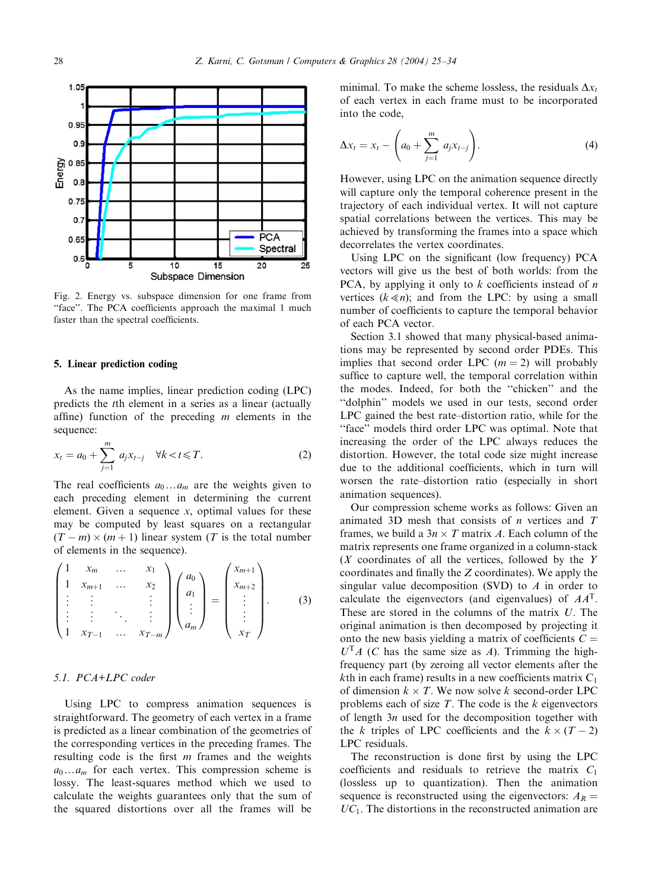Fig. 2. Energy vs. subspace dimension for one frame from "face". The PCA coefficients approach the maximal 1 much faster than the spectral coefficients.

## 5. Linear prediction coding

As the name implies, linear prediction coding (LPC) predicts the $t$th element in a series as a linear (actually affine) function of the preceding $m$ elements in the sequence:

$$x_t = a_0 + \sum_{j=1}^{m} a_j x_{t-j} \quad \forall k < t \leqslant T. \tag{2}$$

The real coefficients $a_0 \ldots a_m$ are the weights given to each preceding element in determining the current element. Given a sequence $x$, optimal values for these may be computed by least squares on a rectangular $(T-m) \times (m+1)$ linear system ($T$ is the total number of elements in the sequence).

$$\begin{pmatrix} 1 & x_m & \ldots & x_1 \\ 1 & x_{m+1} & \ldots & x_2 \\ \vdots & \vdots & & \vdots \\ \vdots & \vdots & \ddots & \vdots \\ 1 & x_{T-1} & \ldots & x_{T-m} \end{pmatrix} \begin{pmatrix} a_0 \\ a_1 \\ \vdots \\ a_m \end{pmatrix} = \begin{pmatrix} x_{m+1} \\ x_{m+2} \\ \vdots \\ \vdots \\ x_T \end{pmatrix}. \tag{3}$$

### 5.1. PCA+LPC coder

Using LPC to compress animation sequences is straightforward. The geometry of each vertex in a frame is predicted as a linear combination of the geometries of the corresponding vertices in the preceding frames. The resulting code is the first $m$ frames and the weights $a_0 \ldots a_m$ for each vertex. This compression scheme is lossy. The least-squares method which we used to calculate the weights guarantees only that the sum of the squared distortions over all the frames will be minimal. To make the scheme lossless, the residuals $\Delta x_t$ of each vertex in each frame must to be incorporated into the code,

$$\Delta x_t = x_t - \left( a_0 + \sum_{j=1}^{m} a_j x_{t-j} \right). \tag{4}$$

However, using LPC on the animation sequence directly will capture only the temporal coherence present in the trajectory of each individual vertex. It will not capture spatial correlations between the vertices. This may be achieved by transforming the frames into a space which decorrelates the vertex coordinates.

Using LPC on the significant (low frequency) PCA vectors will give us the best of both worlds: from the PCA, by applying it only to $k$ coefficients instead of $n$ vertices ($k \ll n$); and from the LPC: by using a small number of coefficients to capture the temporal behavior of each PCA vector.

Section 3.1 showed that many physical-based animations may be represented by second order PDEs. This implies that second order LPC ($m = 2$) will probably suffice to capture well, the temporal correlation within the modes. Indeed, for both the "chicken" and the "dolphin" models we used in our tests, second order LPC gained the best rate–distortion ratio, while for the "face" models third order LPC was optimal. Note that increasing the order of the LPC always reduces the distortion. However, the total code size might increase due to the additional coefficients, which in turn will worsen the rate–distortion ratio (especially in short animation sequences).

Our compression scheme works as follows: Given an animated 3D mesh that consists of $n$ vertices and $T$ frames, we build a $3n \times T$ matrix $A$. Each column of the matrix represents one frame organized in a column-stack ($X$ coordinates of all the vertices, followed by the $Y$ coordinates and finally the $Z$ coordinates). We apply the singular value decomposition (SVD) to $A$ in order to calculate the eigenvectors (and eigenvalues) of $AA^{\mathrm{T}}$. These are stored in the columns of the matrix $U$. The original animation is then decomposed by projecting it onto the new basis yielding a matrix of coefficients $C = U^{\mathrm{T}}A$ ($C$ has the same size as $A$). Trimming the high-frequency part (by zeroing all vector elements after the $k$th in each frame) results in a new coefficients matrix $C_1$ of dimension $k \times T$. We now solve $k$ second-order LPC problems each of size $T$. The code is the $k$ eigenvectors of length $3n$ used for the decomposition together with the $k$ triples of LPC coefficients and the $k \times (T-2)$ LPC residuals.

The reconstruction is done first by using the LPC coefficients and residuals to retrieve the matrix $C_1$ (lossless up to quantization). Then the animation sequence is reconstructed using the eigenvectors: $A_R = UC_1$. The distortions in the reconstructed animation are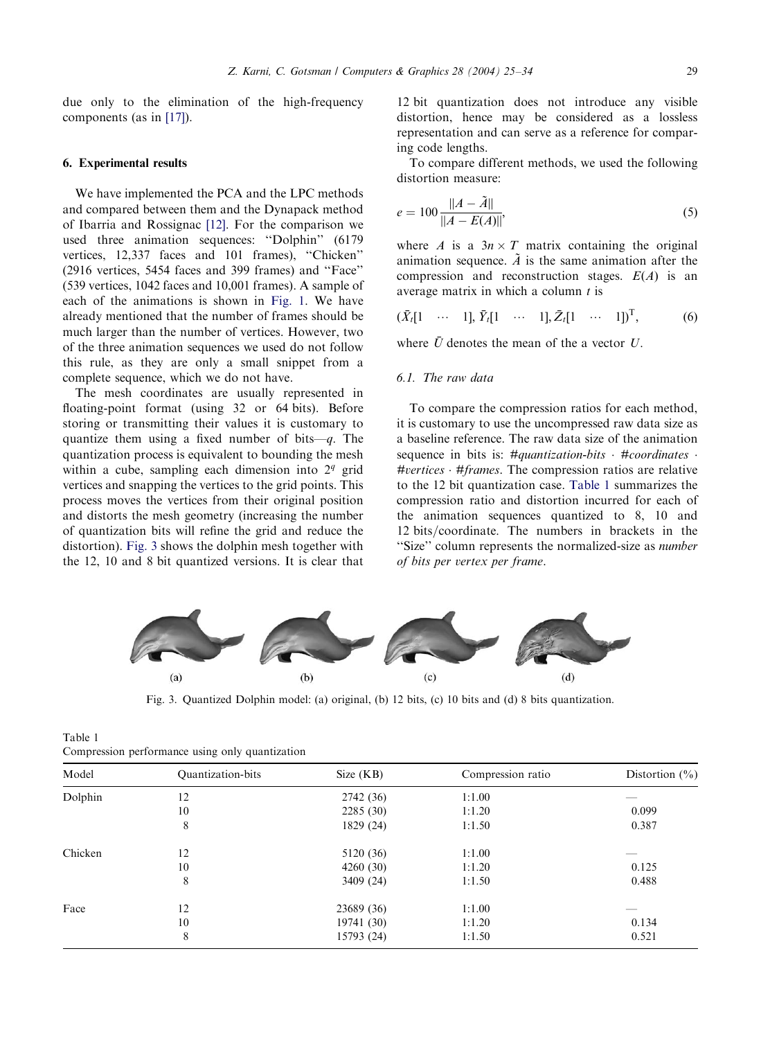due only to the elimination of the high-frequency components (as in [17]).

## 6. Experimental results

We have implemented the PCA and the LPC methods and compared between them and the Dynapack method of Ibarria and Rossignac [12]. For the comparison we used three animation sequences: "Dolphin" (6179 vertices, 12,337 faces and 101 frames), "Chicken" (2916 vertices, 5454 faces and 399 frames) and "Face" (539 vertices, 1042 faces and 10,001 frames). A sample of each of the animations is shown in Fig. 1. We have already mentioned that the number of frames should be much larger than the number of vertices. However, two of the three animation sequences we used do not follow this rule, as they are only a small snippet from a complete sequence, which we do not have.

The mesh coordinates are usually represented in floating-point format (using 32 or 64 bits). Before storing or transmitting their values it is customary to quantize them using a fixed number of bits—$q$. The quantization process is equivalent to bounding the mesh within a cube, sampling each dimension into $2^q$ grid vertices and snapping the vertices to the grid points. This process moves the vertices from their original position and distorts the mesh geometry (increasing the number of quantization bits will refine the grid and reduce the distortion). Fig. 3 shows the dolphin mesh together with the 12, 10 and 8 bit quantized versions. It is clear that 12 bit quantization does not introduce any visible distortion, hence may be considered as a lossless representation and can serve as a reference for comparing code lengths.

To compare different methods, we used the following distortion measure:

$$e = 100\frac{\|A - \tilde{A}\|}{\|A - E(A)\|}, \tag{5}$$

where $A$ is a $3n \times T$ matrix containing the original animation sequence. $\tilde{A}$ is the same animation after the compression and reconstruction stages. $E(A)$ is an average matrix in which a column $t$ is

$$(\bar{X}_t[1 \quad \cdots \quad 1], \bar{Y}_t[1 \quad \cdots \quad 1], \bar{Z}_t[1 \quad \cdots \quad 1])^{\mathrm{T}}, \tag{6}$$

where $\bar{U}$ denotes the mean of the a vector $U$.

### 6.1. The raw data

To compare the compression ratios for each method, it is customary to use the uncompressed raw data size as a baseline reference. The raw data size of the animation sequence in bits is: *#quantization-bits* · *#coordinates* · *#vertices* · *#frames*. The compression ratios are relative to the 12 bit quantization case. Table 1 summarizes the compression ratio and distortion incurred for each of the animation sequences quantized to 8, 10 and 12 bits/coordinate. The numbers in brackets in the "Size" column represents the normalized-size as *number of bits per vertex per frame*.

Fig. 3. Quantized Dolphin model: (a) original, (b) 12 bits, (c) 10 bits and (d) 8 bits quantization.

Table 1
Compression performance using only quantization

| Model | Quantization-bits | Size (KB) | Compression ratio | Distortion (%) |
|---|---|---|---|---|
| Dolphin | 12 | 2742 (36) | 1:1.00 | — |
| | 10 | 2285 (30) | 1:1.20 | 0.099 |
| | 8 | 1829 (24) | 1:1.50 | 0.387 |
| Chicken | 12 | 5120 (36) | 1:1.00 | — |
| | 10 | 4260 (30) | 1:1.20 | 0.125 |
| | 8 | 3409 (24) | 1:1.50 | 0.488 |
| Face | 12 | 23689 (36) | 1:1.00 | — |
| | 10 | 19741 (30) | 1:1.20 | 0.134 |
| | 8 | 15793 (24) | 1:1.50 | 0.521 |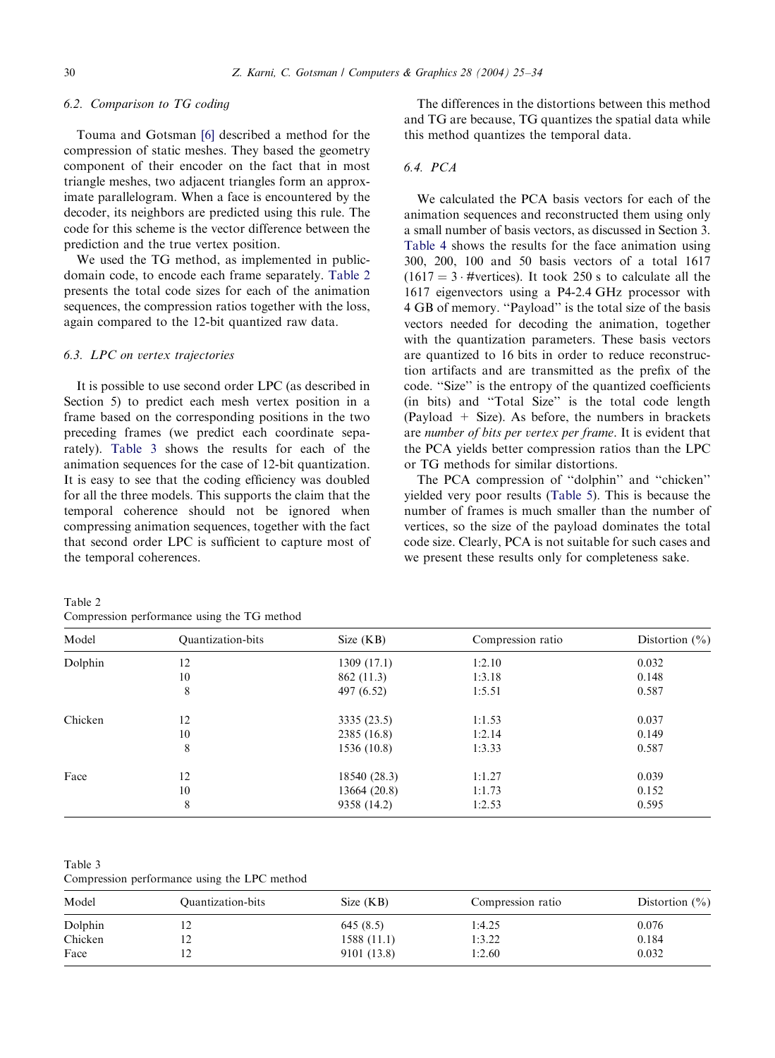### 6.2. Comparison to TG coding

Touma and Gotsman [6] described a method for the compression of static meshes. They based the geometry component of their encoder on the fact that in most triangle meshes, two adjacent triangles form an approximate parallelogram. When a face is encountered by the decoder, its neighbors are predicted using this rule. The code for this scheme is the vector difference between the prediction and the true vertex position.

We used the TG method, as implemented in public-domain code, to encode each frame separately. Table 2 presents the total code sizes for each of the animation sequences, the compression ratios together with the loss, again compared to the 12-bit quantized raw data.

### 6.3. LPC on vertex trajectories

It is possible to use second order LPC (as described in Section 5) to predict each mesh vertex position in a frame based on the corresponding positions in the two preceding frames (we predict each coordinate separately). Table 3 shows the results for each of the animation sequences for the case of 12-bit quantization. It is easy to see that the coding efficiency was doubled for all the three models. This supports the claim that the temporal coherence should not be ignored when compressing animation sequences, together with the fact that second order LPC is sufficient to capture most of the temporal coherences.

The differences in the distortions between this method and TG are because, TG quantizes the spatial data while this method quantizes the temporal data.

### 6.4. PCA

We calculated the PCA basis vectors for each of the animation sequences and reconstructed them using only a small number of basis vectors, as discussed in Section 3. Table 4 shows the results for the face animation using 300, 200, 100 and 50 basis vectors of a total 1617 ($1617 = 3 \cdot \#\text{vertices}$). It took 250 s to calculate all the 1617 eigenvectors using a P4-2.4 GHz processor with 4 GB of memory. "Payload" is the total size of the basis vectors needed for decoding the animation, together with the quantization parameters. These basis vectors are quantized to 16 bits in order to reduce reconstruction artifacts and are transmitted as the prefix of the code. "Size" is the entropy of the quantized coefficients (in bits) and "Total Size" is the total code length (Payload + Size). As before, the numbers in brackets are *number of bits per vertex per frame*. It is evident that the PCA yields better compression ratios than the LPC or TG methods for similar distortions.

The PCA compression of "dolphin" and "chicken" yielded very poor results (Table 5). This is because the number of frames is much smaller than the number of vertices, so the size of the payload dominates the total code size. Clearly, PCA is not suitable for such cases and we present these results only for completeness sake.

Table 2
Compression performance using the TG method

| Model | Quantization-bits | Size (KB) | Compression ratio | Distortion (%) |
|---|---|---|---|---|
| Dolphin | 12 | 1309 (17.1) | 1:2.10 | 0.032 |
| | 10 | 862 (11.3) | 1:3.18 | 0.148 |
| | 8 | 497 (6.52) | 1:5.51 | 0.587 |
| Chicken | 12 | 3335 (23.5) | 1:1.53 | 0.037 |
| | 10 | 2385 (16.8) | 1:2.14 | 0.149 |
| | 8 | 1536 (10.8) | 1:3.33 | 0.587 |
| Face | 12 | 18540 (28.3) | 1:1.27 | 0.039 |
| | 10 | 13664 (20.8) | 1:1.73 | 0.152 |
| | 8 | 9358 (14.2) | 1:2.53 | 0.595 |

Table 3
Compression performance using the LPC method

| Model | Quantization-bits | Size (KB) | Compression ratio | Distortion (%) |
|---|---|---|---|---|
| Dolphin | 12 | 645 (8.5) | 1:4.25 | 0.076 |
| Chicken | 12 | 1588 (11.1) | 1:3.22 | 0.184 |
| Face | 12 | 9101 (13.8) | 1:2.60 | 0.032 |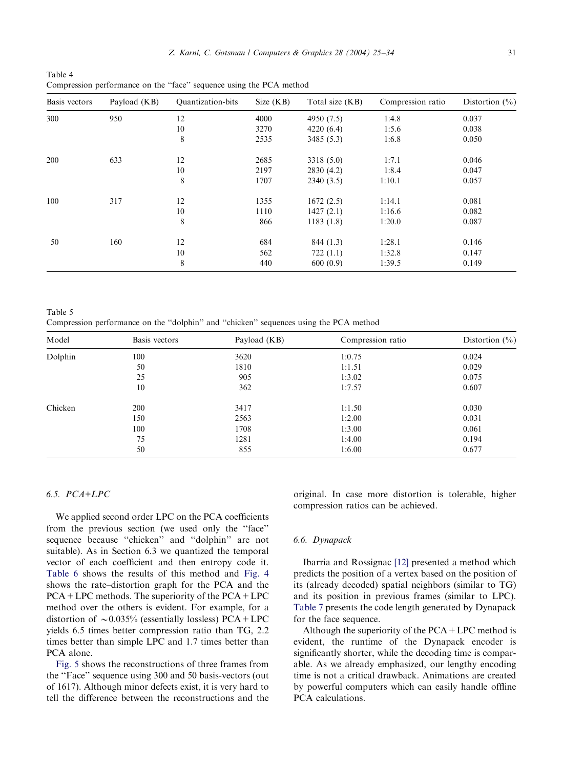Table 4
Compression performance on the "face" sequence using the PCA method

| Basis vectors | Payload (KB) | Quantization-bits | Size (KB) | Total size (KB) | Compression ratio | Distortion (%) |
|---|---|---|---|---|---|---|
| 300 | 950 | 12 | 4000 | 4950 (7.5) | 1:4.8 | 0.037 |
| | | 10 | 3270 | 4220 (6.4) | 1:5.6 | 0.038 |
| | | 8 | 2535 | 3485 (5.3) | 1:6.8 | 0.050 |
| 200 | 633 | 12 | 2685 | 3318 (5.0) | 1:7.1 | 0.046 |
| | | 10 | 2197 | 2830 (4.2) | 1:8.4 | 0.047 |
| | | 8 | 1707 | 2340 (3.5) | 1:10.1 | 0.057 |
| 100 | 317 | 12 | 1355 | 1672 (2.5) | 1:14.1 | 0.081 |
| | | 10 | 1110 | 1427 (2.1) | 1:16.6 | 0.082 |
| | | 8 | 866 | 1183 (1.8) | 1:20.0 | 0.087 |
| 50 | 160 | 12 | 684 | 844 (1.3) | 1:28.1 | 0.146 |
| | | 10 | 562 | 722 (1.1) | 1:32.8 | 0.147 |
| | | 8 | 440 | 600 (0.9) | 1:39.5 | 0.149 |

Table 5
Compression performance on the "dolphin" and "chicken" sequences using the PCA method

| Model | Basis vectors | Payload (KB) | Compression ratio | Distortion (%) |
|---|---|---|---|---|
| Dolphin | 100 | 3620 | 1:0.75 | 0.024 |
| | 50 | 1810 | 1:1.51 | 0.029 |
| | 25 | 905 | 1:3.02 | 0.075 |
| | 10 | 362 | 1:7.57 | 0.607 |
| Chicken | 200 | 3417 | 1:1.50 | 0.030 |
| | 150 | 2563 | 1:2.00 | 0.031 |
| | 100 | 1708 | 1:3.00 | 0.061 |
| | 75 | 1281 | 1:4.00 | 0.194 |
| | 50 | 855 | 1:6.00 | 0.677 |

### 6.5. PCA+LPC

We applied second order LPC on the PCA coefficients from the previous section (we used only the "face" sequence because "chicken" and "dolphin" are not suitable). As in Section 6.3 we quantized the temporal vector of each coefficient and then entropy code it. Table 6 shows the results of this method and Fig. 4 shows the rate–distortion graph for the PCA and the PCA + LPC methods. The superiority of the PCA + LPC method over the others is evident. For example, for a distortion of $\sim 0.035\%$ (essentially lossless) PCA + LPC yields 6.5 times better compression ratio than TG, 2.2 times better than simple LPC and 1.7 times better than PCA alone.

Fig. 5 shows the reconstructions of three frames from the "Face" sequence using 300 and 50 basis-vectors (out of 1617). Although minor defects exist, it is very hard to tell the difference between the reconstructions and the original. In case more distortion is tolerable, higher compression ratios can be achieved.

### 6.6. Dynapack

Ibarria and Rossignac [12] presented a method which predicts the position of a vertex based on the position of its (already decoded) spatial neighbors (similar to TG) and its position in previous frames (similar to LPC). Table 7 presents the code length generated by Dynapack for the face sequence.

Although the superiority of the PCA + LPC method is evident, the runtime of the Dynapack encoder is significantly shorter, while the decoding time is comparable. As we already emphasized, our lengthy encoding time is not a critical drawback. Animations are created by powerful computers which can easily handle offline PCA calculations.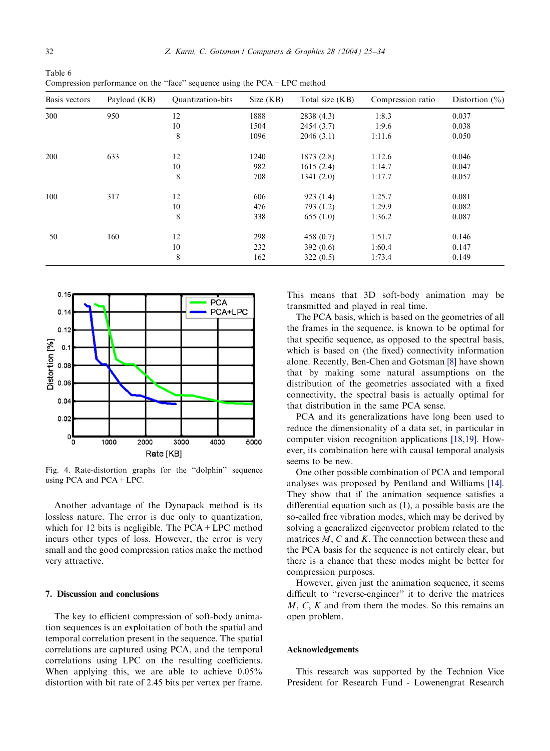Table 6
Compression performance on the "face" sequence using the PCA + LPC method

| Basis vectors | Payload (KB) | Quantization-bits | Size (KB) | Total size (KB) | Compression ratio | Distortion (%) |
|---|---|---|---|---|---|---|
| 300 | 950 | 12 | 1888 | 2838 (4.3) | 1:8.3 | 0.037 |
| | | 10 | 1504 | 2454 (3.7) | 1:9.6 | 0.038 |
| | | 8 | 1096 | 2046 (3.1) | 1:11.6 | 0.050 |
| 200 | 633 | 12 | 1240 | 1873 (2.8) | 1:12.6 | 0.046 |
| | | 10 | 982 | 1615 (2.4) | 1:14.7 | 0.047 |
| | | 8 | 708 | 1341 (2.0) | 1:17.7 | 0.057 |
| 100 | 317 | 12 | 606 | 923 (1.4) | 1:25.7 | 0.081 |
| | | 10 | 476 | 793 (1.2) | 1:29.9 | 0.082 |
| | | 8 | 338 | 655 (1.0) | 1:36.2 | 0.087 |
| 50 | 160 | 12 | 298 | 458 (0.7) | 1:51.7 | 0.146 |
| | | 10 | 232 | 392 (0.6) | 1:60.4 | 0.147 |
| | | 8 | 162 | 322 (0.5) | 1:73.4 | 0.149 |

Fig. 4. Rate-distortion graphs for the "dolphin" sequence using PCA and PCA + LPC.

Another advantage of the Dynapack method is its lossless nature. The error is due only to quantization, which for 12 bits is negligible. The PCA + LPC method incurs other types of loss. However, the error is very small and the good compression ratios make the method very attractive.

## 7. Discussion and conclusions

The key to efficient compression of soft-body animation sequences is an exploitation of both the spatial and temporal correlation present in the sequence. The spatial correlations are captured using PCA, and the temporal correlations using LPC on the resulting coefficients. When applying this, we are able to achieve 0.05% distortion with bit rate of 2.45 bits per vertex per frame. This means that 3D soft-body animation may be transmitted and played in real time.

The PCA basis, which is based on the geometries of all the frames in the sequence, is known to be optimal for that specific sequence, as opposed to the spectral basis, which is based on (the fixed) connectivity information alone. Recently, Ben-Chen and Gotsman [8] have shown that by making some natural assumptions on the distribution of the geometries associated with a fixed connectivity, the spectral basis is actually optimal for that distribution in the same PCA sense.

PCA and its generalizations have long been used to reduce the dimensionality of a data set, in particular in computer vision recognition applications [18,19]. However, its combination here with causal temporal analysis seems to be new.

One other possible combination of PCA and temporal analyses was proposed by Pentland and Williams [14]. They show that if the animation sequence satisfies a differential equation such as (1), a possible basis are the so-called free vibration modes, which may be derived by solving a generalized eigenvector problem related to the matrices $M$, $C$ and $K$. The connection between these and the PCA basis for the sequence is not entirely clear, but there is a chance that these modes might be better for compression purposes.

However, given just the animation sequence, it seems difficult to "reverse-engineer" it to derive the matrices $M$, $C$, $K$ and from them the modes. So this remains an open problem.

## Acknowledgements

This research was supported by the Technion Vice President for Research Fund - Lowenengrat Research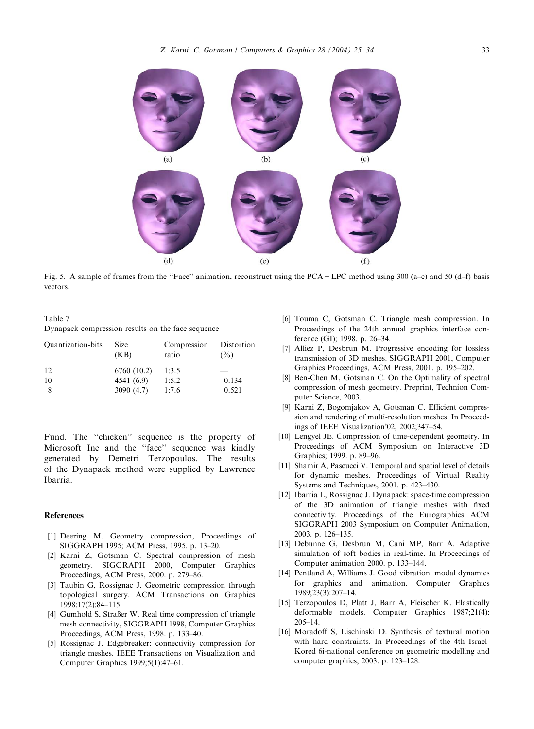Fig. 5. A sample of frames from the "Face" animation, reconstruct using the PCA + LPC method using 300 (a–c) and 50 (d–f) basis vectors.

Table 7
Dynapack compression results on the face sequence

| Quantization-bits | Size (KB) | Compression ratio | Distortion (%) |
|---|---|---|---|
| 12 | 6760 (10.2) | 1:3.5 | — |
| 10 | 4541 (6.9) | 1:5.2 | 0.134 |
| 8 | 3090 (4.7) | 1:7.6 | 0.521 |

Fund. The "chicken" sequence is the property of Microsoft Inc and the "face" sequence was kindly generated by Demetri Terzopoulos. The results of the Dynapack method were supplied by Lawrence Ibarria.

## References

[1] Deering M. Geometry compression, Proceedings of SIGGRAPH 1995; ACM Press, 1995. p. 13–20.

[2] Karni Z, Gotsman C. Spectral compression of mesh geometry. SIGGRAPH 2000, Computer Graphics Proceedings, ACM Press, 2000. p. 279–86.

[3] Taubin G, Rossignac J. Geometric compression through topological surgery. ACM Transactions on Graphics 1998;17(2):84–115.

[4] Gumhold S, Straßer W. Real time compression of triangle mesh connectivity, SIGGRAPH 1998, Computer Graphics Proceedings, ACM Press, 1998. p. 133–40.

[5] Rossignac J. Edgebreaker: connectivity compression for triangle meshes. IEEE Transactions on Visualization and Computer Graphics 1999;5(1):47–61.

[6] Touma C, Gotsman C. Triangle mesh compression. In Proceedings of the 24th annual graphics interface conference (GI); 1998. p. 26–34.

[7] Alliez P, Desbrun M. Progressive encoding for lossless transmission of 3D meshes. SIGGRAPH 2001, Computer Graphics Proceedings, ACM Press, 2001. p. 195–202.

[8] Ben-Chen M, Gotsman C. On the Optimality of spectral compression of mesh geometry. Preprint, Technion Computer Science, 2003.

[9] Karni Z, Bogomjakov A, Gotsman C. Efficient compression and rendering of multi-resolution meshes. In Proceedings of IEEE Visualization'02, 2002;347–54.

[10] Lengyel JE. Compression of time-dependent geometry. In Proceedings of ACM Symposium on Interactive 3D Graphics; 1999. p. 89–96.

[11] Shamir A, Pascucci V. Temporal and spatial level of details for dynamic meshes. Proceedings of Virtual Reality Systems and Techniques, 2001. p. 423–430.

[12] Ibarria L, Rossignac J. Dynapack: space-time compression of the 3D animation of triangle meshes with fixed connectivity. Proceedings of the Eurographics ACM SIGGRAPH 2003 Symposium on Computer Animation, 2003. p. 126–135.

[13] Debunne G, Desbrun M, Cani MP, Barr A. Adaptive simulation of soft bodies in real-time. In Proceedings of Computer animation 2000. p. 133–144.

[14] Pentland A, Williams J. Good vibration: modal dynamics for graphics and animation. Computer Graphics 1989;23(3):207–14.

[15] Terzopoulos D, Platt J, Barr A, Fleischer K. Elastically deformable models. Computer Graphics 1987;21(4): 205–14.

[16] Moradoff S, Lischinski D. Synthesis of textural motion with hard constraints. In Proceedings of the 4th Israel-Kored 6i-national conference on geometric modelling and computer graphics; 2003. p. 123–128.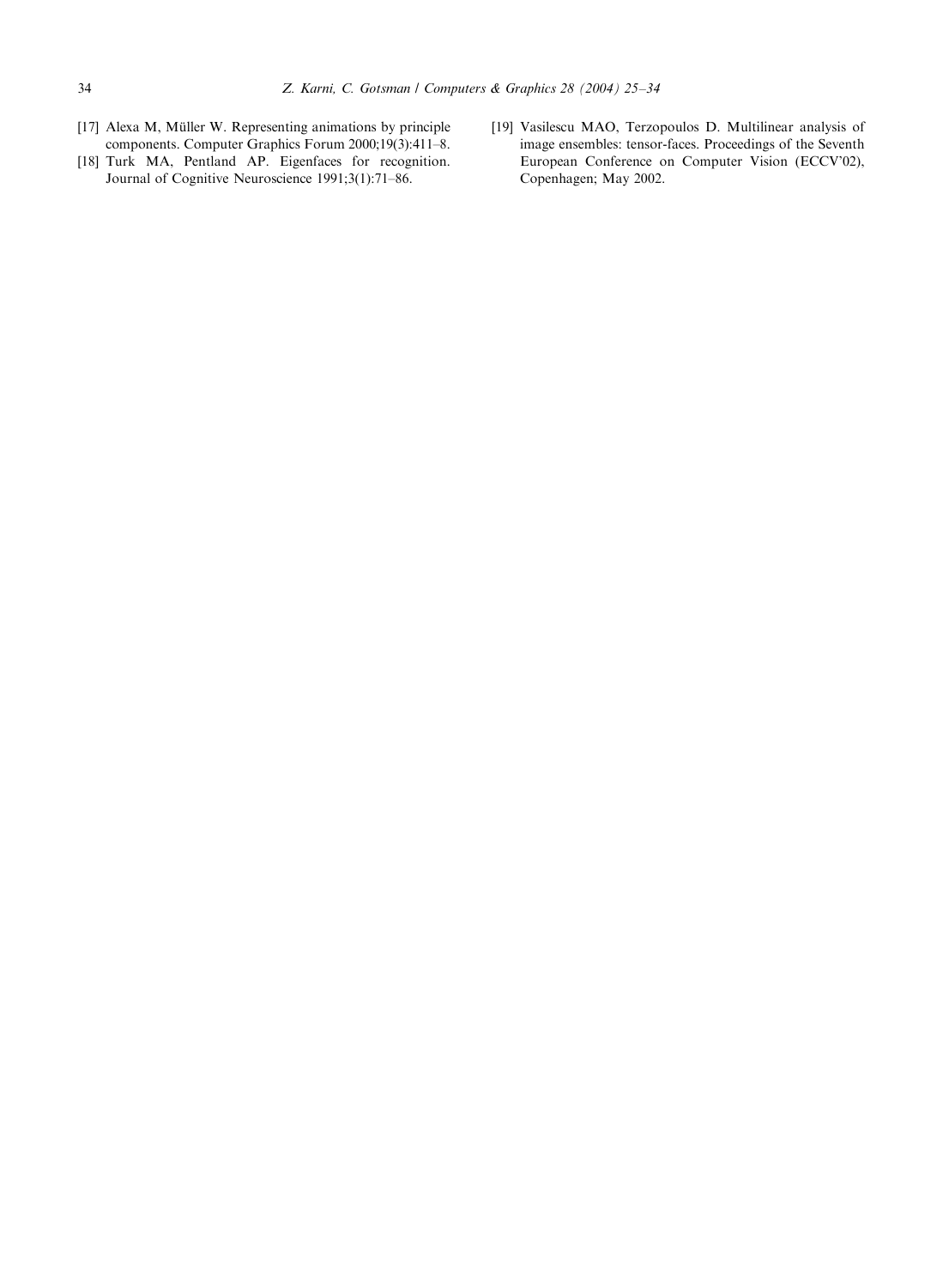[17] Alexa M, Müller W. Representing animations by principle components. Computer Graphics Forum 2000;19(3):411–8.

[18] Turk MA, Pentland AP. Eigenfaces for recognition. Journal of Cognitive Neuroscience 1991;3(1):71–86.

[19] Vasilescu MAO, Terzopoulos D. Multilinear analysis of image ensembles: tensor-faces. Proceedings of the Seventh European Conference on Computer Vision (ECCV'02), Copenhagen; May 2002.